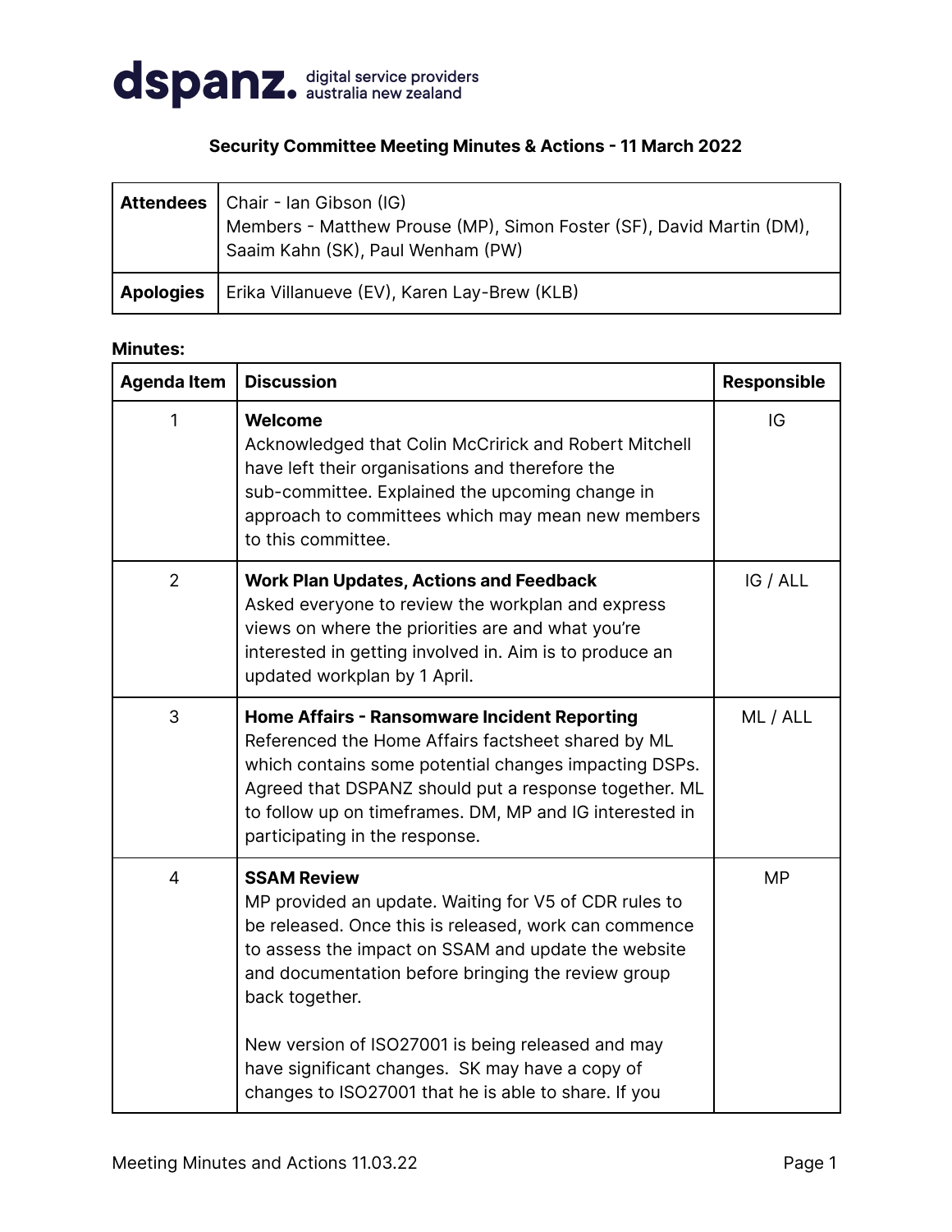dspanz. digital service providers australia new zealand

## Security Committee Meeting Minutes & Actions - 11 March 2022

| **Attendees** | Chair - Ian Gibson (IG)<br>Members - Matthew Prouse (MP), Simon Foster (SF), David Martin (DM), Saaim Kahn (SK), Paul Wenham (PW) |
|---|---|
| **Apologies** | Erika Villanueve (EV), Karen Lay-Brew (KLB) |

**Minutes:**

| Agenda Item | Discussion | Responsible |
|---|---|---|
| 1 | **Welcome**<br>Acknowledged that Colin McCririck and Robert Mitchell have left their organisations and therefore the sub-committee. Explained the upcoming change in approach to committees which may mean new members to this committee. | IG |
| 2 | **Work Plan Updates, Actions and Feedback**<br>Asked everyone to review the workplan and express views on where the priorities are and what you're interested in getting involved in. Aim is to produce an updated workplan by 1 April. | IG / ALL |
| 3 | **Home Affairs - Ransomware Incident Reporting**<br>Referenced the Home Affairs factsheet shared by ML which contains some potential changes impacting DSPs. Agreed that DSPANZ should put a response together. ML to follow up on timeframes. DM, MP and IG interested in participating in the response. | ML / ALL |
| 4 | **SSAM Review**<br>MP provided an update. Waiting for V5 of CDR rules to be released. Once this is released, work can commence to assess the impact on SSAM and update the website and documentation before bringing the review group back together.<br><br>New version of ISO27001 is being released and may have significant changes. SK may have a copy of changes to ISO27001 that he is able to share. If you | MP |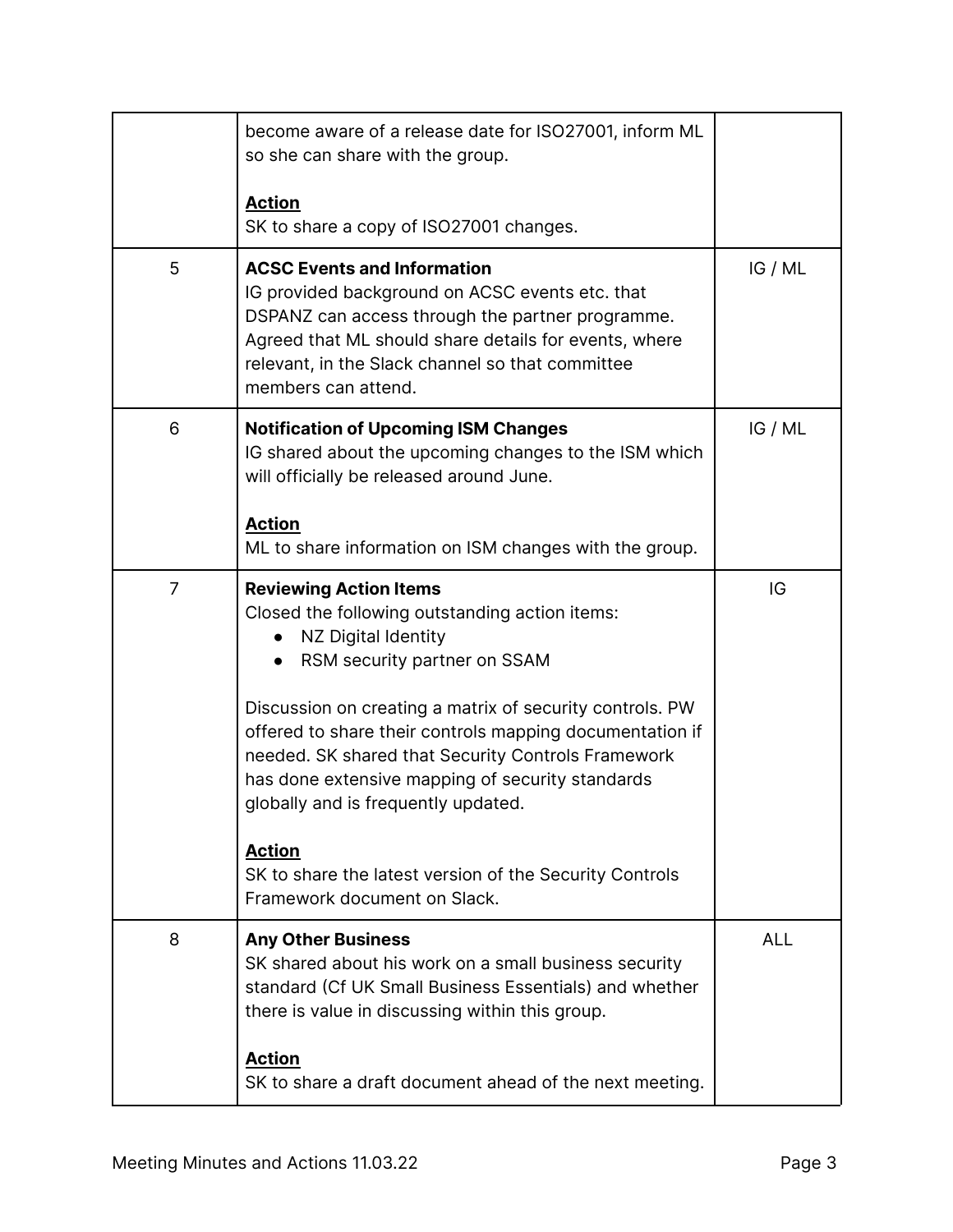| | | |
|---|---|---|
| | become aware of a release date for ISO27001, inform ML so she can share with the group.<br><br>**Action**<br>SK to share a copy of ISO27001 changes. | |
| 5 | **ACSC Events and Information**<br>IG provided background on ACSC events etc. that DSPANZ can access through the partner programme. Agreed that ML should share details for events, where relevant, in the Slack channel so that committee members can attend. | IG / ML |
| 6 | **Notification of Upcoming ISM Changes**<br>IG shared about the upcoming changes to the ISM which will officially be released around June.<br><br>**Action**<br>ML to share information on ISM changes with the group. | IG / ML |
| 7 | **Reviewing Action Items**<br>Closed the following outstanding action items:<br>• NZ Digital Identity<br>• RSM security partner on SSAM<br><br>Discussion on creating a matrix of security controls. PW offered to share their controls mapping documentation if needed. SK shared that Security Controls Framework has done extensive mapping of security standards globally and is frequently updated.<br><br>**Action**<br>SK to share the latest version of the Security Controls Framework document on Slack. | IG |
| 8 | **Any Other Business**<br>SK shared about his work on a small business security standard (Cf UK Small Business Essentials) and whether there is value in discussing within this group.<br><br>**Action**<br>SK to share a draft document ahead of the next meeting. | ALL |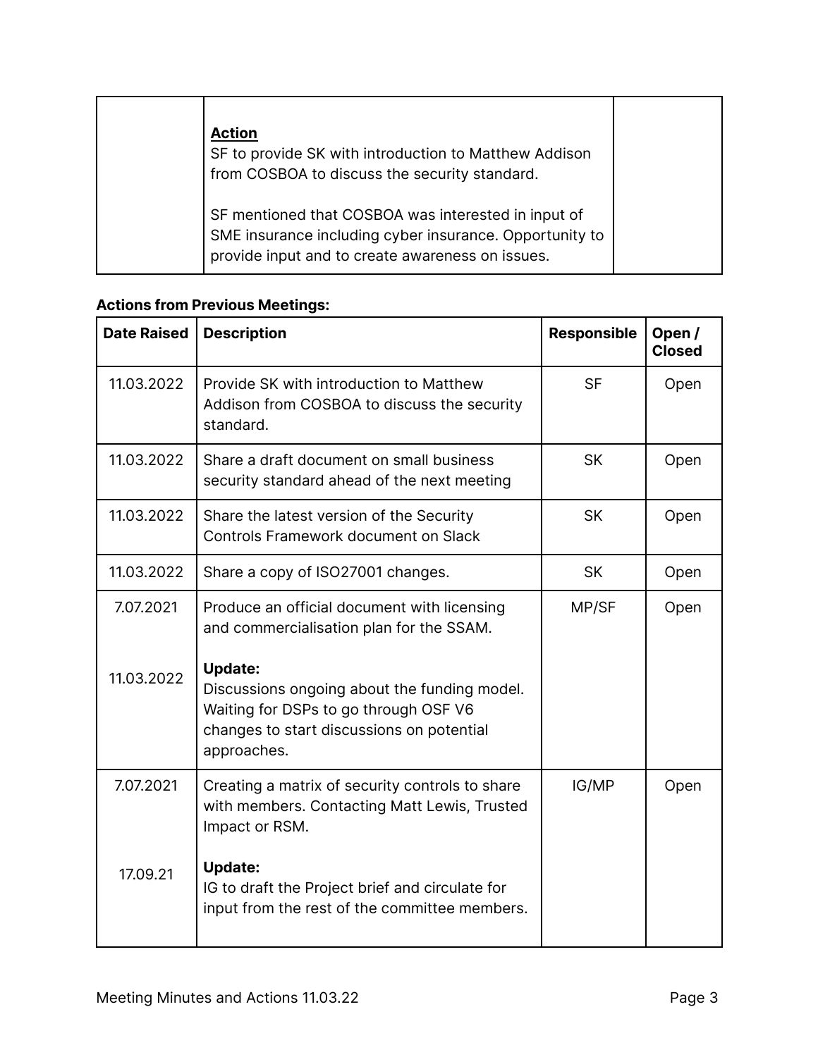| | | |
|---|---|---|
| | **Action**<br>SF to provide SK with introduction to Matthew Addison from COSBOA to discuss the security standard.<br><br>SF mentioned that COSBOA was interested in input of SME insurance including cyber insurance. Opportunity to provide input and to create awareness on issues. | |

**Actions from Previous Meetings:**

| Date Raised | Description | Responsible | Open / Closed |
|---|---|---|---|
| 11.03.2022 | Provide SK with introduction to Matthew Addison from COSBOA to discuss the security standard. | SF | Open |
| 11.03.2022 | Share a draft document on small business security standard ahead of the next meeting | SK | Open |
| 11.03.2022 | Share the latest version of the Security Controls Framework document on Slack | SK | Open |
| 11.03.2022 | Share a copy of ISO27001 changes. | SK | Open |
| 7.07.2021<br><br>11.03.2022 | Produce an official document with licensing and commercialisation plan for the SSAM.<br><br>**Update:**<br>Discussions ongoing about the funding model. Waiting for DSPs to go through OSF V6 changes to start discussions on potential approaches. | MP/SF | Open |
| 7.07.2021<br><br>17.09.21 | Creating a matrix of security controls to share with members. Contacting Matt Lewis, Trusted Impact or RSM.<br><br>**Update:**<br>IG to draft the Project brief and circulate for input from the rest of the committee members. | IG/MP | Open |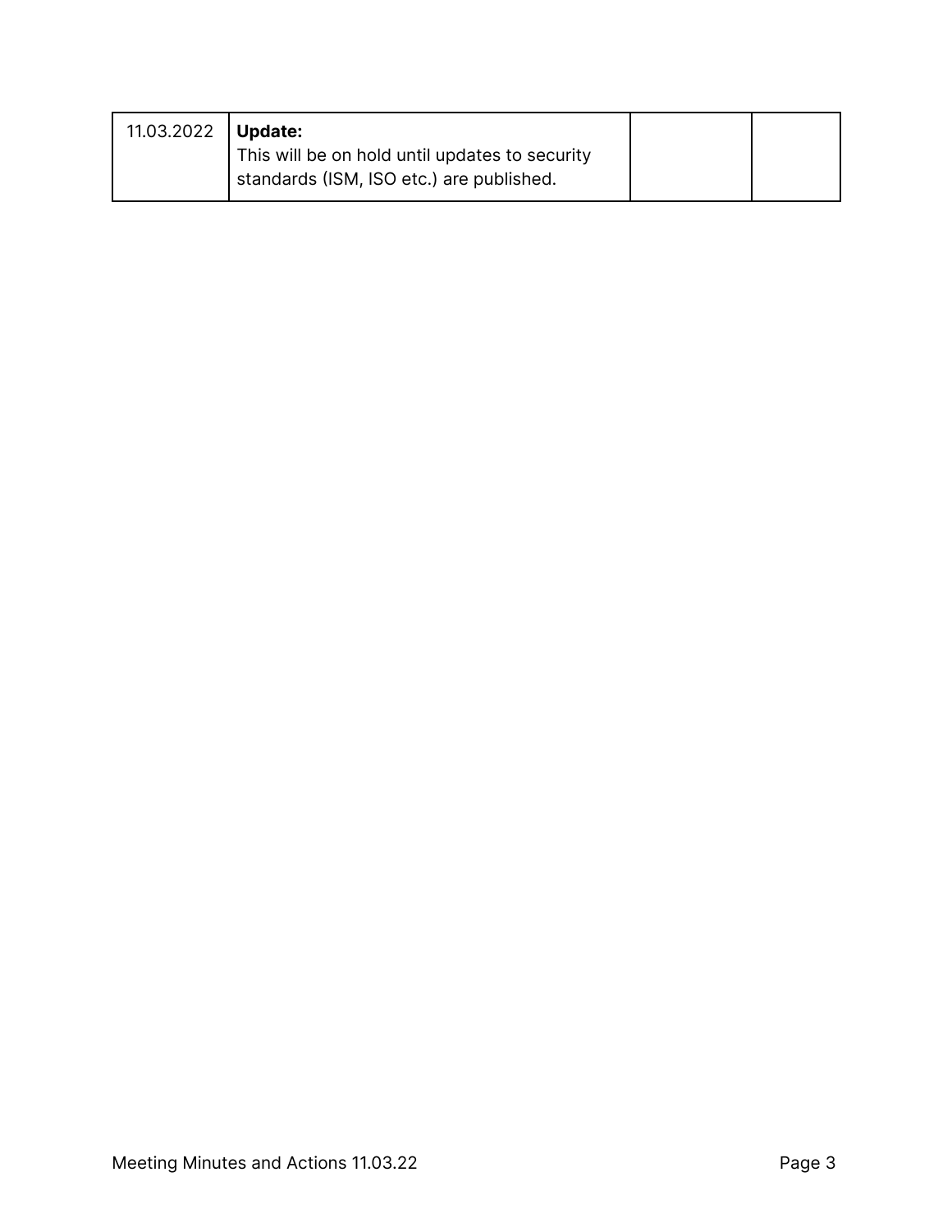| | | | |
|---|---|---|---|
| 11.03.2022 | **Update:**<br>This will be on hold until updates to security standards (ISM, ISO etc.) are published. | | |